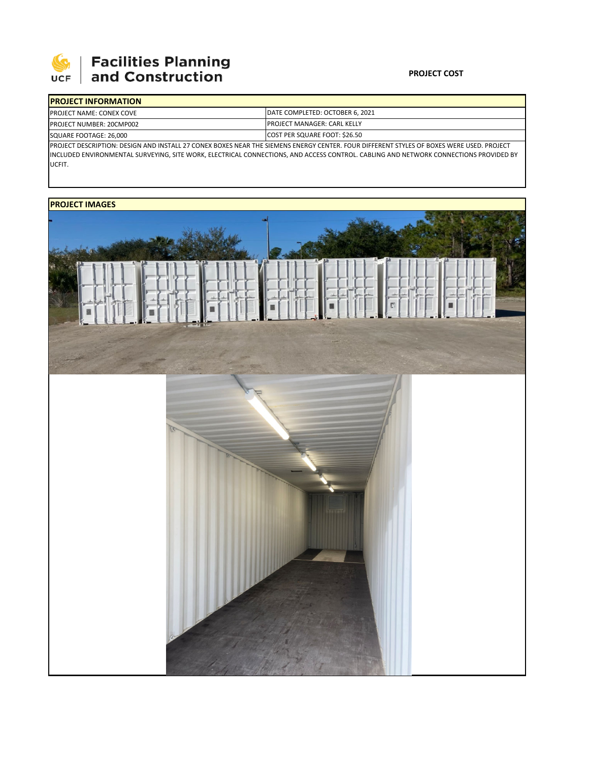# Facilities Planning and Construction

**PROJECT COST**

| **PROJECT INFORMATION** | |
|---|---|
| PROJECT NAME: CONEX COVE | DATE COMPLETED: OCTOBER 6, 2021 |
| PROJECT NUMBER: 20CMP002 | PROJECT MANAGER: CARL KELLY |
| SQUARE FOOTAGE: 26,000 | COST PER SQUARE FOOT: $26.50 |

PROJECT DESCRIPTION: DESIGN AND INSTALL 27 CONEX BOXES NEAR THE SIEMENS ENERGY CENTER. FOUR DIFFERENT STYLES OF BOXES WERE USED. PROJECT INCLUDED ENVIRONMENTAL SURVEYING, SITE WORK, ELECTRICAL CONNECTIONS, AND ACCESS CONTROL. CABLING AND NETWORK CONNECTIONS PROVIDED BY UCFIT.

**PROJECT IMAGES**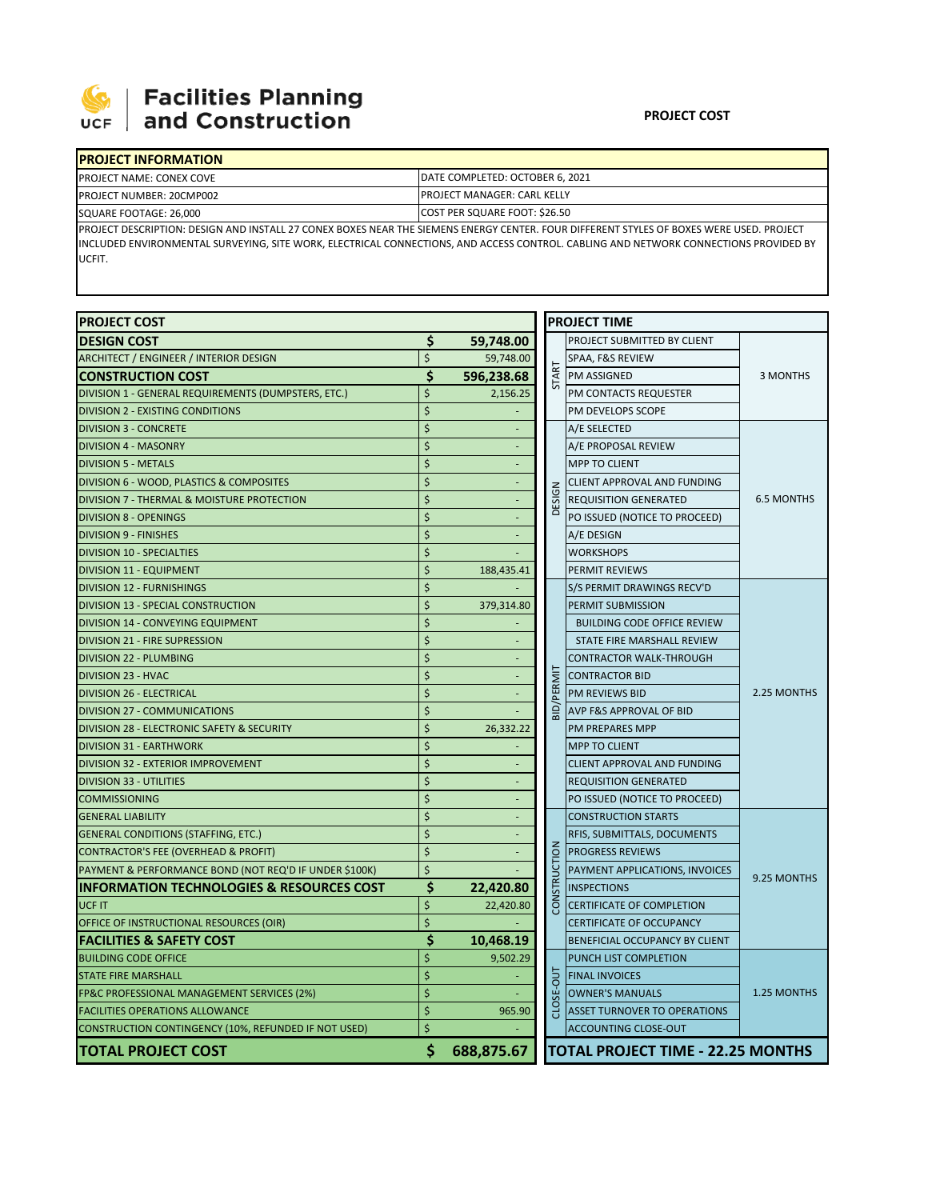Facilities Planning and Construction

**PROJECT COST**

| PROJECT INFORMATION | |
|---|---|
| PROJECT NAME: CONEX COVE | DATE COMPLETED: OCTOBER 6, 2021 |
| PROJECT NUMBER: 20CMP002 | PROJECT MANAGER: CARL KELLY |
| SQUARE FOOTAGE: 26,000 | COST PER SQUARE FOOT: $26.50 |

PROJECT DESCRIPTION: DESIGN AND INSTALL 27 CONEX BOXES NEAR THE SIEMENS ENERGY CENTER. FOUR DIFFERENT STYLES OF BOXES WERE USED. PROJECT INCLUDED ENVIRONMENTAL SURVEYING, SITE WORK, ELECTRICAL CONNECTIONS, AND ACCESS CONTROL. CABLING AND NETWORK CONNECTIONS PROVIDED BY UCFIT.

| PROJECT COST | | |
|---|---|---|
| **DESIGN COST** | **$** | **59,748.00** |
| ARCHITECT / ENGINEER / INTERIOR DESIGN | $ | 59,748.00 |
| **CONSTRUCTION COST** | **$** | **596,238.68** |
| DIVISION 1 - GENERAL REQUIREMENTS (DUMPSTERS, ETC.) | $ | 2,156.25 |
| DIVISION 2 - EXISTING CONDITIONS | $ | - |
| DIVISION 3 - CONCRETE | $ | - |
| DIVISION 4 - MASONRY | $ | - |
| DIVISION 5 - METALS | $ | - |
| DIVISION 6 - WOOD, PLASTICS & COMPOSITES | $ | - |
| DIVISION 7 - THERMAL & MOISTURE PROTECTION | $ | - |
| DIVISION 8 - OPENINGS | $ | - |
| DIVISION 9 - FINISHES | $ | - |
| DIVISION 10 - SPECIALTIES | $ | - |
| DIVISION 11 - EQUIPMENT | $ | 188,435.41 |
| DIVISION 12 - FURNISHINGS | $ | - |
| DIVISION 13 - SPECIAL CONSTRUCTION | $ | 379,314.80 |
| DIVISION 14 - CONVEYING EQUIPMENT | $ | - |
| DIVISION 21 - FIRE SUPRESSION | $ | - |
| DIVISION 22 - PLUMBING | $ | - |
| DIVISION 23 - HVAC | $ | - |
| DIVISION 26 - ELECTRICAL | $ | - |
| DIVISION 27 - COMMUNICATIONS | $ | - |
| DIVISION 28 - ELECTRONIC SAFETY & SECURITY | $ | 26,332.22 |
| DIVISION 31 - EARTHWORK | $ | - |
| DIVISION 32 - EXTERIOR IMPROVEMENT | $ | - |
| DIVISION 33 - UTILITIES | $ | - |
| COMMISSIONING | $ | - |
| GENERAL LIABILITY | $ | - |
| GENERAL CONDITIONS (STAFFING, ETC.) | $ | - |
| CONTRACTOR'S FEE (OVERHEAD & PROFIT) | $ | - |
| PAYMENT & PERFORMANCE BOND (NOT REQ'D IF UNDER $100K) | $ | - |
| **INFORMATION TECHNOLOGIES & RESOURCES COST** | **$** | **22,420.80** |
| UCF IT | $ | 22,420.80 |
| OFFICE OF INSTRUCTIONAL RESOURCES (OIR) | $ | - |
| **FACILITIES & SAFETY COST** | **$** | **10,468.19** |
| BUILDING CODE OFFICE | $ | 9,502.29 |
| STATE FIRE MARSHALL | $ | - |
| FP&C PROFESSIONAL MANAGEMENT SERVICES (2%) | $ | - |
| FACILITIES OPERATIONS ALLOWANCE | $ | 965.90 |
| CONSTRUCTION CONTINGENCY (10%, REFUNDED IF NOT USED) | $ | - |
| **TOTAL PROJECT COST** | **$** | **688,875.67** |

| PROJECT TIME | | |
|---|---|---|
| START | PROJECT SUBMITTED BY CLIENT | 3 MONTHS |
| | SPAA, F&S REVIEW | |
| | PM ASSIGNED | |
| | PM CONTACTS REQUESTER | |
| | PM DEVELOPS SCOPE | |
| DESIGN | A/E SELECTED | 6.5 MONTHS |
| | A/E PROPOSAL REVIEW | |
| | MPP TO CLIENT | |
| | CLIENT APPROVAL AND FUNDING | |
| | REQUISITION GENERATED | |
| | PO ISSUED (NOTICE TO PROCEED) | |
| | A/E DESIGN | |
| | WORKSHOPS | |
| | PERMIT REVIEWS | |
| BID/PERMIT | S/S PERMIT DRAWINGS RECV'D | 2.25 MONTHS |
| | PERMIT SUBMISSION | |
| | BUILDING CODE OFFICE REVIEW | |
| | STATE FIRE MARSHALL REVIEW | |
| | CONTRACTOR WALK-THROUGH | |
| | CONTRACTOR BID | |
| | PM REVIEWS BID | |
| | AVP F&S APPROVAL OF BID | |
| | PM PREPARES MPP | |
| | MPP TO CLIENT | |
| | CLIENT APPROVAL AND FUNDING | |
| | REQUISITION GENERATED | |
| | PO ISSUED (NOTICE TO PROCEED) | |
| CONSTRUCTION | CONSTRUCTION STARTS | 9.25 MONTHS |
| | RFIS, SUBMITTALS, DOCUMENTS | |
| | PROGRESS REVIEWS | |
| | PAYMENT APPLICATIONS, INVOICES | |
| | INSPECTIONS | |
| | CERTIFICATE OF COMPLETION | |
| | CERTIFICATE OF OCCUPANCY | |
| | BENEFICIAL OCCUPANCY BY CLIENT | |
| CLOSE-OUT | PUNCH LIST COMPLETION | 1.25 MONTHS |
| | FINAL INVOICES | |
| | OWNER'S MANUALS | |
| | ASSET TURNOVER TO OPERATIONS | |
| | ACCOUNTING CLOSE-OUT | |

**TOTAL PROJECT TIME - 22.25 MONTHS**